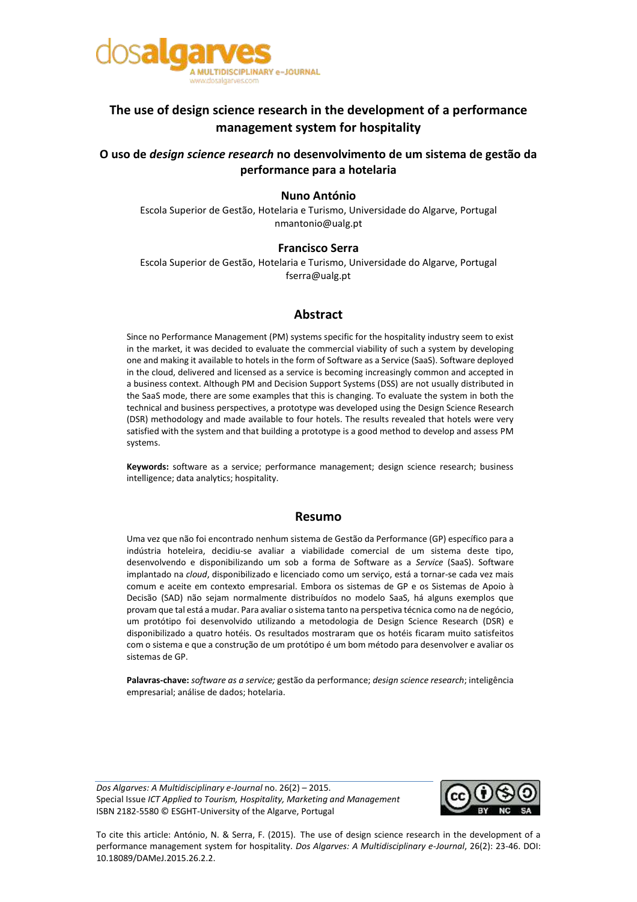# The use of design science research in the development of a performance management system for hospitality

## O uso de *design science research* no desenvolvimento de um sistema de gestão da performance para a hotelaria

**Nuno António**

Escola Superior de Gestão, Hotelaria e Turismo, Universidade do Algarve, Portugal
nmantonio@ualg.pt

**Francisco Serra**

Escola Superior de Gestão, Hotelaria e Turismo, Universidade do Algarve, Portugal
fserra@ualg.pt

## Abstract

Since no Performance Management (PM) systems specific for the hospitality industry seem to exist in the market, it was decided to evaluate the commercial viability of such a system by developing one and making it available to hotels in the form of Software as a Service (SaaS). Software deployed in the cloud, delivered and licensed as a service is becoming increasingly common and accepted in a business context. Although PM and Decision Support Systems (DSS) are not usually distributed in the SaaS mode, there are some examples that this is changing. To evaluate the system in both the technical and business perspectives, a prototype was developed using the Design Science Research (DSR) methodology and made available to four hotels. The results revealed that hotels were very satisfied with the system and that building a prototype is a good method to develop and assess PM systems.

**Keywords:** software as a service; performance management; design science research; business intelligence; data analytics; hospitality.

## Resumo

Uma vez que não foi encontrado nenhum sistema de Gestão da Performance (GP) específico para a indústria hoteleira, decidiu-se avaliar a viabilidade comercial de um sistema deste tipo, desenvolvendo e disponibilizando um sob a forma de Software as a *Service* (SaaS). Software implantado na *cloud*, disponibilizado e licenciado como um serviço, está a tornar-se cada vez mais comum e aceite em contexto empresarial. Embora os sistemas de GP e os Sistemas de Apoio à Decisão (SAD) não sejam normalmente distribuídos no modelo SaaS, há alguns exemplos que provam que tal está a mudar. Para avaliar o sistema tanto na perspetiva técnica como na de negócio, um protótipo foi desenvolvido utilizando a metodologia de Design Science Research (DSR) e disponibilizado a quatro hotéis. Os resultados mostraram que os hotéis ficaram muito satisfeitos com o sistema e que a construção de um protótipo é um bom método para desenvolver e avaliar os sistemas de GP.

**Palavras-chave:** *software as a service;* gestão da performance; *design science research*; inteligência empresarial; análise de dados; hotelaria.

*Dos Algarves: A Multidisciplinary e-Journal* no. 26(2) – 2015.
Special Issue *ICT Applied to Tourism, Hospitality, Marketing and Management*
ISBN 2182-5580 © ESGHT-University of the Algarve, Portugal

To cite this article: António, N. & Serra, F. (2015). The use of design science research in the development of a performance management system for hospitality. *Dos Algarves: A Multidisciplinary e-Journal*, 26(2): 23-46. DOI: 10.18089/DAMeJ.2015.26.2.2.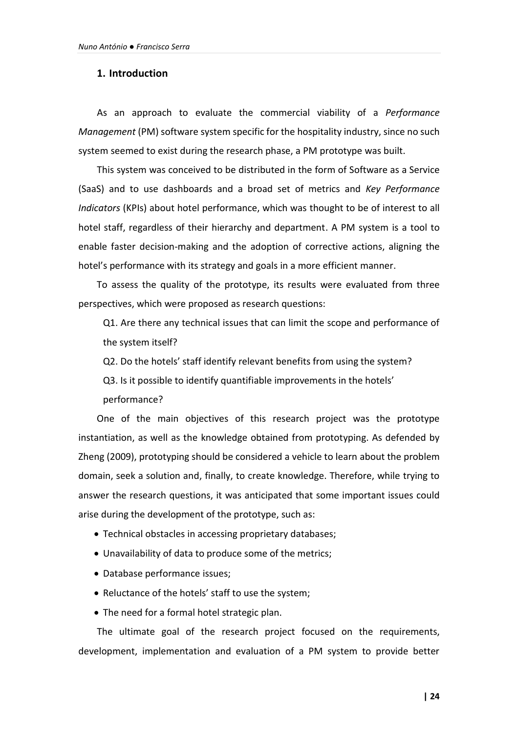## 1. Introduction

As an approach to evaluate the commercial viability of a *Performance Management* (PM) software system specific for the hospitality industry, since no such system seemed to exist during the research phase, a PM prototype was built.

This system was conceived to be distributed in the form of Software as a Service (SaaS) and to use dashboards and a broad set of metrics and *Key Performance Indicators* (KPIs) about hotel performance, which was thought to be of interest to all hotel staff, regardless of their hierarchy and department. A PM system is a tool to enable faster decision-making and the adoption of corrective actions, aligning the hotel's performance with its strategy and goals in a more efficient manner.

To assess the quality of the prototype, its results were evaluated from three perspectives, which were proposed as research questions:

Q1. Are there any technical issues that can limit the scope and performance of the system itself?

Q2. Do the hotels' staff identify relevant benefits from using the system?

Q3. Is it possible to identify quantifiable improvements in the hotels' performance?

One of the main objectives of this research project was the prototype instantiation, as well as the knowledge obtained from prototyping. As defended by Zheng (2009), prototyping should be considered a vehicle to learn about the problem domain, seek a solution and, finally, to create knowledge. Therefore, while trying to answer the research questions, it was anticipated that some important issues could arise during the development of the prototype, such as:

- Technical obstacles in accessing proprietary databases;
- Unavailability of data to produce some of the metrics;
- Database performance issues;
- Reluctance of the hotels' staff to use the system;
- The need for a formal hotel strategic plan.

The ultimate goal of the research project focused on the requirements, development, implementation and evaluation of a PM system to provide better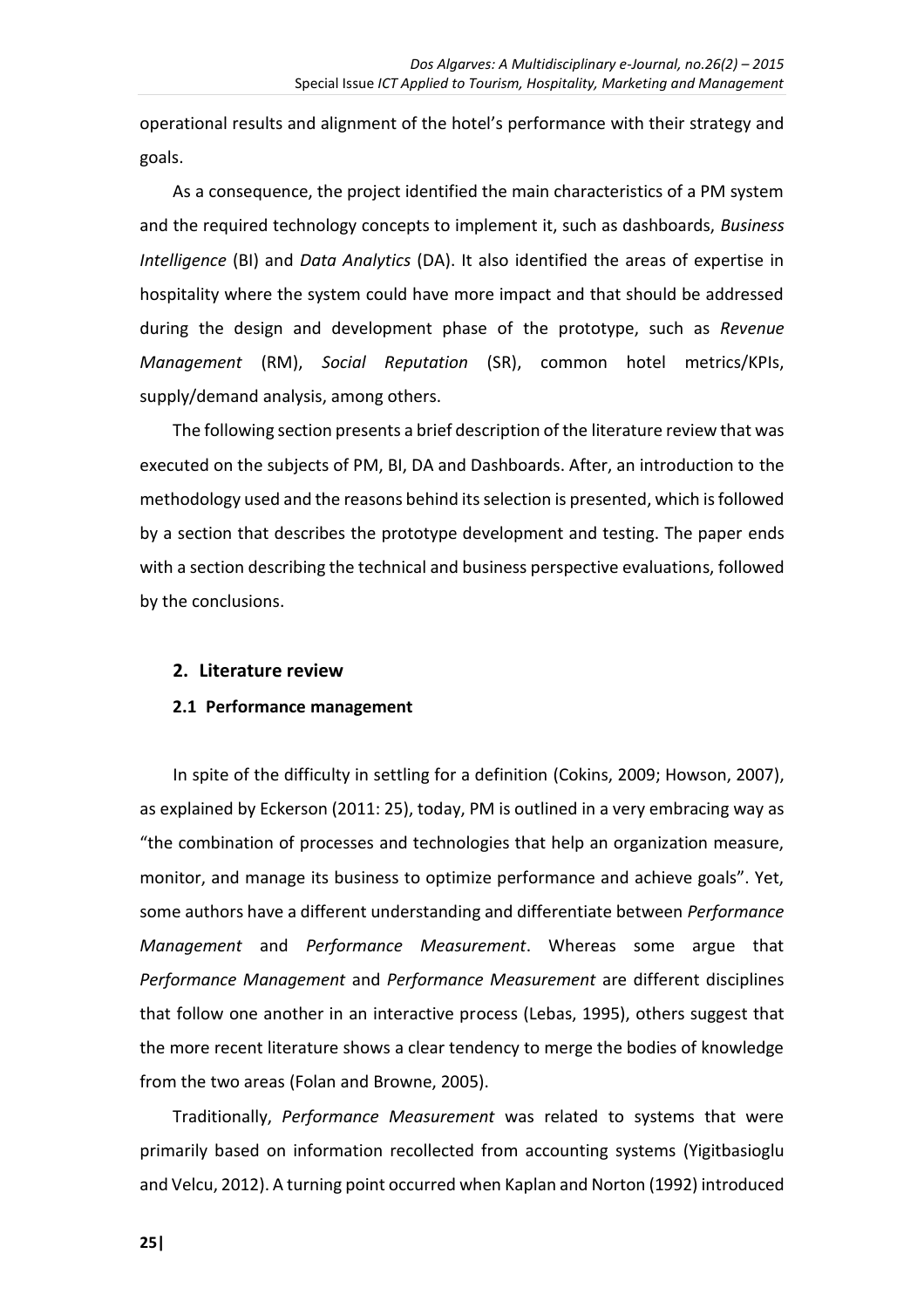operational results and alignment of the hotel's performance with their strategy and goals.

As a consequence, the project identified the main characteristics of a PM system and the required technology concepts to implement it, such as dashboards, *Business Intelligence* (BI) and *Data Analytics* (DA). It also identified the areas of expertise in hospitality where the system could have more impact and that should be addressed during the design and development phase of the prototype, such as *Revenue Management* (RM), *Social Reputation* (SR), common hotel metrics/KPIs, supply/demand analysis, among others.

The following section presents a brief description of the literature review that was executed on the subjects of PM, BI, DA and Dashboards. After, an introduction to the methodology used and the reasons behind its selection is presented, which is followed by a section that describes the prototype development and testing. The paper ends with a section describing the technical and business perspective evaluations, followed by the conclusions.

## 2. Literature review

### 2.1 Performance management

In spite of the difficulty in settling for a definition (Cokins, 2009; Howson, 2007), as explained by Eckerson (2011: 25), today, PM is outlined in a very embracing way as "the combination of processes and technologies that help an organization measure, monitor, and manage its business to optimize performance and achieve goals". Yet, some authors have a different understanding and differentiate between *Performance Management* and *Performance Measurement*. Whereas some argue that *Performance Management* and *Performance Measurement* are different disciplines that follow one another in an interactive process (Lebas, 1995), others suggest that the more recent literature shows a clear tendency to merge the bodies of knowledge from the two areas (Folan and Browne, 2005).

Traditionally, *Performance Measurement* was related to systems that were primarily based on information recollected from accounting systems (Yigitbasioglu and Velcu, 2012). A turning point occurred when Kaplan and Norton (1992) introduced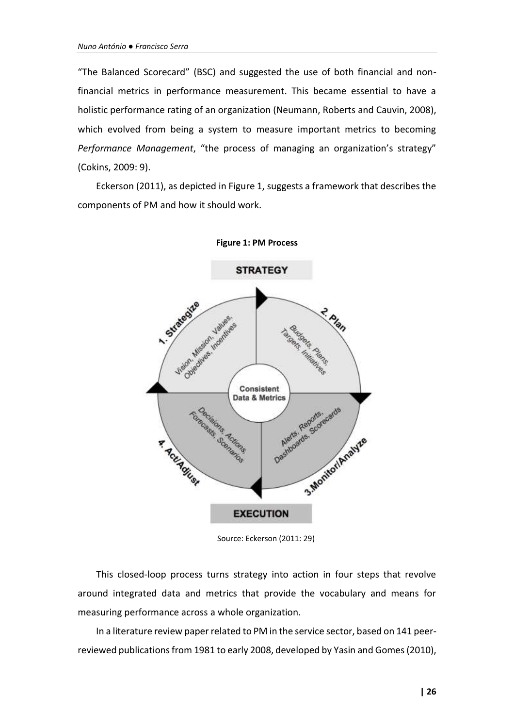"The Balanced Scorecard" (BSC) and suggested the use of both financial and non-financial metrics in performance measurement. This became essential to have a holistic performance rating of an organization (Neumann, Roberts and Cauvin, 2008), which evolved from being a system to measure important metrics to becoming *Performance Management*, "the process of managing an organization's strategy" (Cokins, 2009: 9).

Eckerson (2011), as depicted in Figure 1, suggests a framework that describes the components of PM and how it should work.

**Figure 1: PM Process**

STRATEGY

1. Strategize
Vision, Mission, Values, Objectives, Incentives

2. Plan
Budgets, Plans, Targets, Initiatives

3. Monitor/Analyze
Alerts, Reports, Dashboards, Scorecards

4. Act/Adjust
Decisions, Actions, Forecasts, Scenarios

Consistent Data & Metrics

EXECUTION

Source: Eckerson (2011: 29)

This closed-loop process turns strategy into action in four steps that revolve around integrated data and metrics that provide the vocabulary and means for measuring performance across a whole organization.

In a literature review paper related to PM in the service sector, based on 141 peer-reviewed publications from 1981 to early 2008, developed by Yasin and Gomes (2010),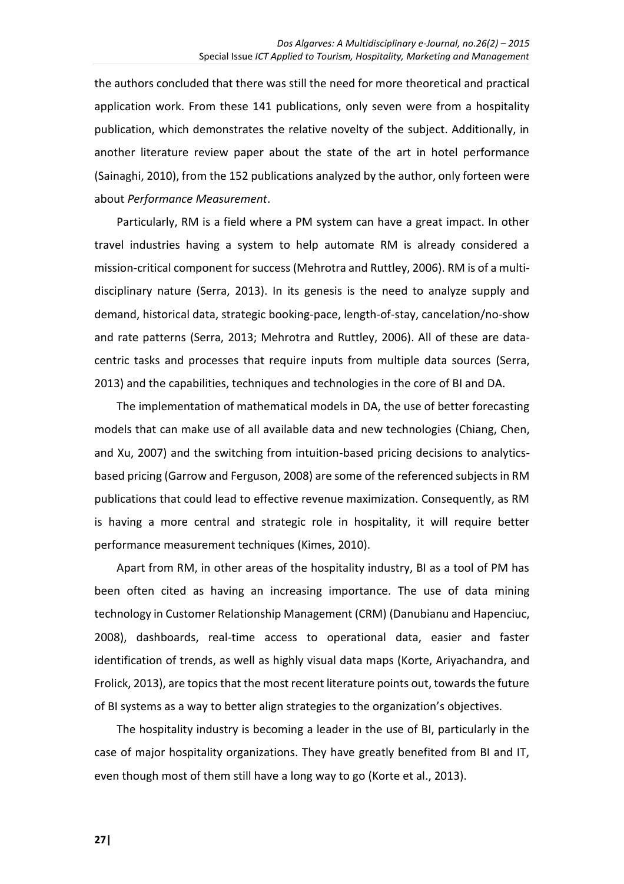the authors concluded that there was still the need for more theoretical and practical application work. From these 141 publications, only seven were from a hospitality publication, which demonstrates the relative novelty of the subject. Additionally, in another literature review paper about the state of the art in hotel performance (Sainaghi, 2010), from the 152 publications analyzed by the author, only forteen were about *Performance Measurement*.

Particularly, RM is a field where a PM system can have a great impact. In other travel industries having a system to help automate RM is already considered a mission-critical component for success (Mehrotra and Ruttley, 2006). RM is of a multi-disciplinary nature (Serra, 2013). In its genesis is the need to analyze supply and demand, historical data, strategic booking-pace, length-of-stay, cancelation/no-show and rate patterns (Serra, 2013; Mehrotra and Ruttley, 2006). All of these are data-centric tasks and processes that require inputs from multiple data sources (Serra, 2013) and the capabilities, techniques and technologies in the core of BI and DA.

The implementation of mathematical models in DA, the use of better forecasting models that can make use of all available data and new technologies (Chiang, Chen, and Xu, 2007) and the switching from intuition-based pricing decisions to analytics-based pricing (Garrow and Ferguson, 2008) are some of the referenced subjects in RM publications that could lead to effective revenue maximization. Consequently, as RM is having a more central and strategic role in hospitality, it will require better performance measurement techniques (Kimes, 2010).

Apart from RM, in other areas of the hospitality industry, BI as a tool of PM has been often cited as having an increasing importance. The use of data mining technology in Customer Relationship Management (CRM) (Danubianu and Hapenciuc, 2008), dashboards, real-time access to operational data, easier and faster identification of trends, as well as highly visual data maps (Korte, Ariyachandra, and Frolick, 2013), are topics that the most recent literature points out, towards the future of BI systems as a way to better align strategies to the organization's objectives.

The hospitality industry is becoming a leader in the use of BI, particularly in the case of major hospitality organizations. They have greatly benefited from BI and IT, even though most of them still have a long way to go (Korte et al., 2013).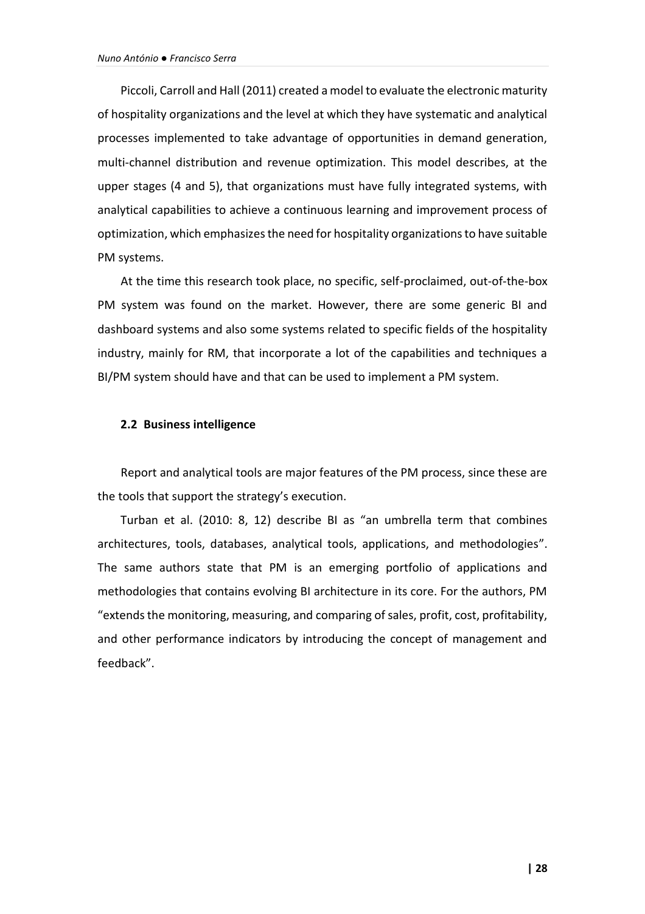Piccoli, Carroll and Hall (2011) created a model to evaluate the electronic maturity of hospitality organizations and the level at which they have systematic and analytical processes implemented to take advantage of opportunities in demand generation, multi-channel distribution and revenue optimization. This model describes, at the upper stages (4 and 5), that organizations must have fully integrated systems, with analytical capabilities to achieve a continuous learning and improvement process of optimization, which emphasizes the need for hospitality organizations to have suitable PM systems.

At the time this research took place, no specific, self-proclaimed, out-of-the-box PM system was found on the market. However, there are some generic BI and dashboard systems and also some systems related to specific fields of the hospitality industry, mainly for RM, that incorporate a lot of the capabilities and techniques a BI/PM system should have and that can be used to implement a PM system.

### 2.2 Business intelligence

Report and analytical tools are major features of the PM process, since these are the tools that support the strategy's execution.

Turban et al. (2010: 8, 12) describe BI as "an umbrella term that combines architectures, tools, databases, analytical tools, applications, and methodologies". The same authors state that PM is an emerging portfolio of applications and methodologies that contains evolving BI architecture in its core. For the authors, PM "extends the monitoring, measuring, and comparing of sales, profit, cost, profitability, and other performance indicators by introducing the concept of management and feedback".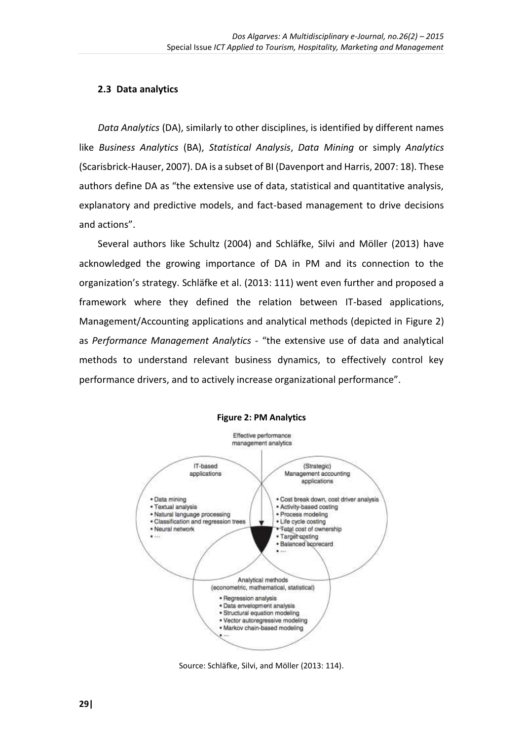### 2.3 Data analytics

*Data Analytics* (DA), similarly to other disciplines, is identified by different names like *Business Analytics* (BA), *Statistical Analysis*, *Data Mining* or simply *Analytics* (Scarisbrick-Hauser, 2007). DA is a subset of BI (Davenport and Harris, 2007: 18). These authors define DA as "the extensive use of data, statistical and quantitative analysis, explanatory and predictive models, and fact-based management to drive decisions and actions".

Several authors like Schultz (2004) and Schläfke, Silvi and Möller (2013) have acknowledged the growing importance of DA in PM and its connection to the organization's strategy. Schläfke et al. (2013: 111) went even further and proposed a framework where they defined the relation between IT-based applications, Management/Accounting applications and analytical methods (depicted in Figure 2) as *Performance Management Analytics* - "the extensive use of data and analytical methods to understand relevant business dynamics, to effectively control key performance drivers, and to actively increase organizational performance".

**Figure 2: PM Analytics**

Effective performance management analytics

IT-based applications
- Data mining
- Textual analysis
- Natural language processing
- Classification and regression trees
- Neural network
- ...

(Strategic) Management accounting applications
- Cost break down, cost driver analysis
- Activity-based costing
- Process modeling
- Life cycle costing
- Total cost of ownership
- Target costing
- Balanced scorecard
- ...

Analytical methods (econometric, mathematical, statistical)
- Regression analysis
- Data envelopment analysis
- Structural equation modeling
- Vector autoregressive modeling
- Markov chain-based modeling
- ...

Source: Schläfke, Silvi, and Möller (2013: 114).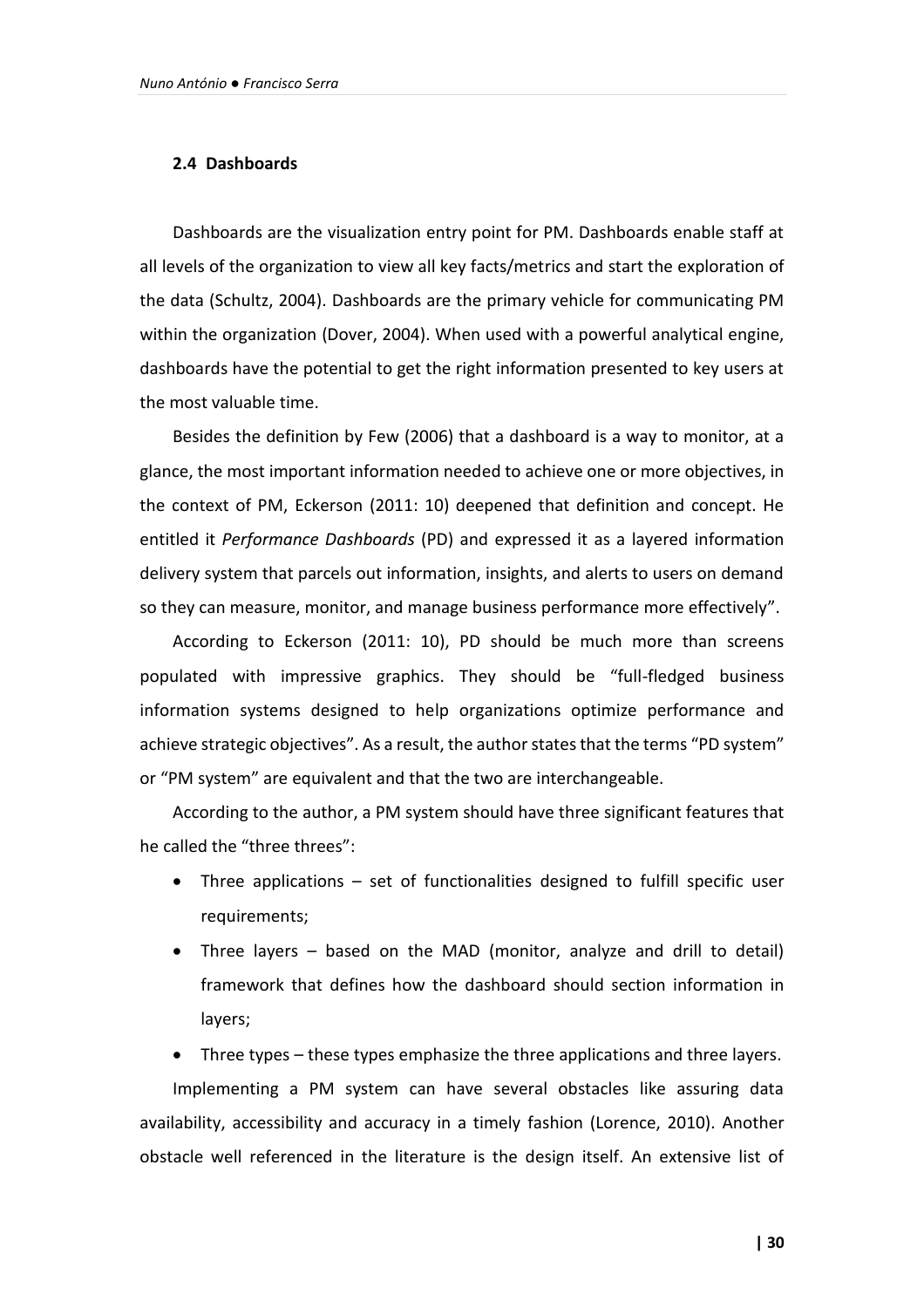### 2.4 Dashboards

Dashboards are the visualization entry point for PM. Dashboards enable staff at all levels of the organization to view all key facts/metrics and start the exploration of the data (Schultz, 2004). Dashboards are the primary vehicle for communicating PM within the organization (Dover, 2004). When used with a powerful analytical engine, dashboards have the potential to get the right information presented to key users at the most valuable time.

Besides the definition by Few (2006) that a dashboard is a way to monitor, at a glance, the most important information needed to achieve one or more objectives, in the context of PM, Eckerson (2011: 10) deepened that definition and concept. He entitled it *Performance Dashboards* (PD) and expressed it as a layered information delivery system that parcels out information, insights, and alerts to users on demand so they can measure, monitor, and manage business performance more effectively".

According to Eckerson (2011: 10), PD should be much more than screens populated with impressive graphics. They should be "full-fledged business information systems designed to help organizations optimize performance and achieve strategic objectives". As a result, the author states that the terms "PD system" or "PM system" are equivalent and that the two are interchangeable.

According to the author, a PM system should have three significant features that he called the "three threes":

- Three applications – set of functionalities designed to fulfill specific user requirements;
- Three layers – based on the MAD (monitor, analyze and drill to detail) framework that defines how the dashboard should section information in layers;
- Three types – these types emphasize the three applications and three layers.

Implementing a PM system can have several obstacles like assuring data availability, accessibility and accuracy in a timely fashion (Lorence, 2010). Another obstacle well referenced in the literature is the design itself. An extensive list of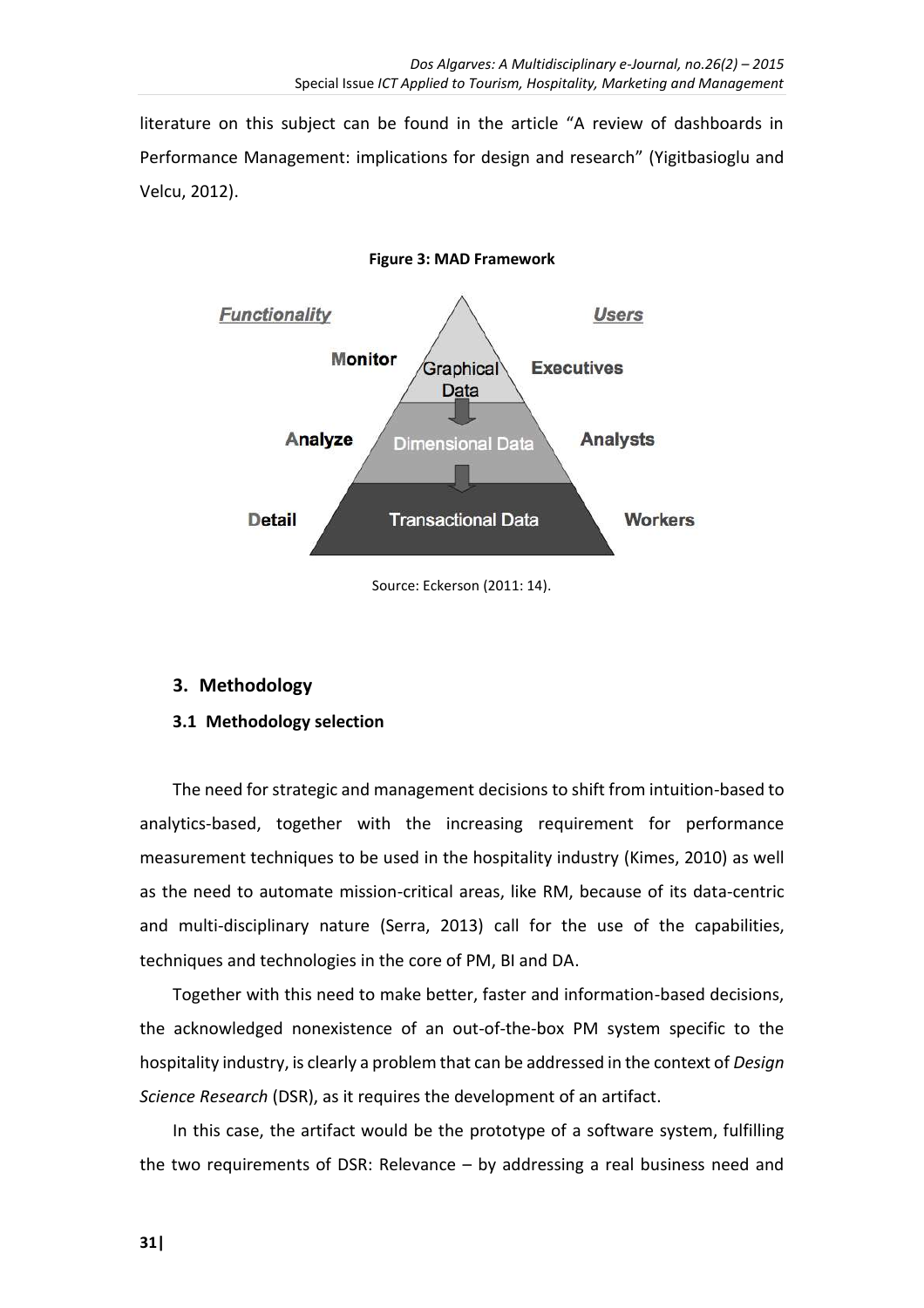literature on this subject can be found in the article "A review of dashboards in Performance Management: implications for design and research" (Yigitbasioglu and Velcu, 2012).

**Figure 3: MAD Framework**

Functionality

Users

Monitor

Graphical Data

Executives

Analyze

Dimensional Data

Analysts

Detail

Transactional Data

Workers

Source: Eckerson (2011: 14).

## 3. Methodology

### 3.1 Methodology selection

The need for strategic and management decisions to shift from intuition-based to analytics-based, together with the increasing requirement for performance measurement techniques to be used in the hospitality industry (Kimes, 2010) as well as the need to automate mission-critical areas, like RM, because of its data-centric and multi-disciplinary nature (Serra, 2013) call for the use of the capabilities, techniques and technologies in the core of PM, BI and DA.

Together with this need to make better, faster and information-based decisions, the acknowledged nonexistence of an out-of-the-box PM system specific to the hospitality industry, is clearly a problem that can be addressed in the context of *Design Science Research* (DSR), as it requires the development of an artifact.

In this case, the artifact would be the prototype of a software system, fulfilling the two requirements of DSR: Relevance – by addressing a real business need and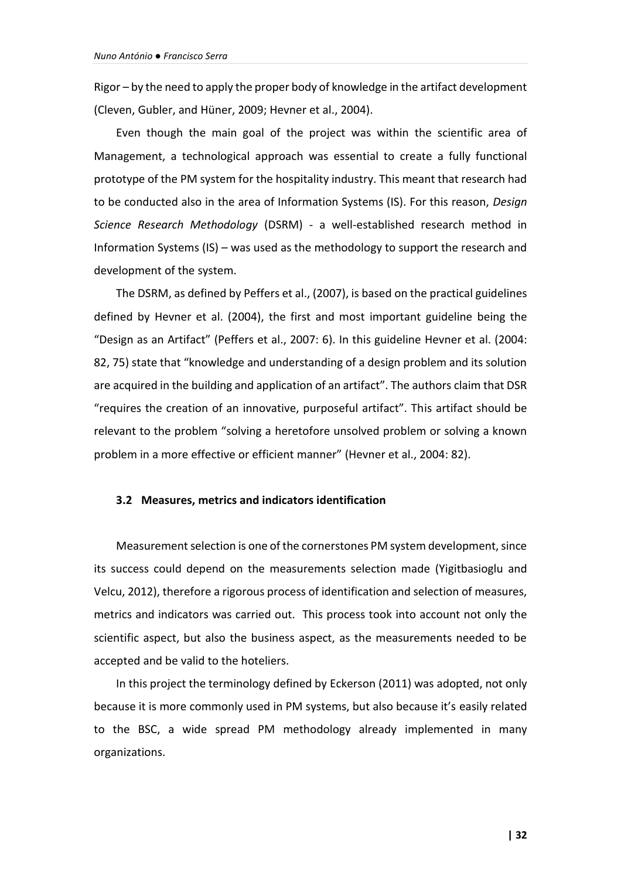Rigor – by the need to apply the proper body of knowledge in the artifact development (Cleven, Gubler, and Hüner, 2009; Hevner et al., 2004).

Even though the main goal of the project was within the scientific area of Management, a technological approach was essential to create a fully functional prototype of the PM system for the hospitality industry. This meant that research had to be conducted also in the area of Information Systems (IS). For this reason, *Design Science Research Methodology* (DSRM) - a well-established research method in Information Systems (IS) – was used as the methodology to support the research and development of the system.

The DSRM, as defined by Peffers et al., (2007), is based on the practical guidelines defined by Hevner et al. (2004), the first and most important guideline being the "Design as an Artifact" (Peffers et al., 2007: 6). In this guideline Hevner et al. (2004: 82, 75) state that "knowledge and understanding of a design problem and its solution are acquired in the building and application of an artifact". The authors claim that DSR "requires the creation of an innovative, purposeful artifact". This artifact should be relevant to the problem "solving a heretofore unsolved problem or solving a known problem in a more effective or efficient manner" (Hevner et al., 2004: 82).

### 3.2 Measures, metrics and indicators identification

Measurement selection is one of the cornerstones PM system development, since its success could depend on the measurements selection made (Yigitbasioglu and Velcu, 2012), therefore a rigorous process of identification and selection of measures, metrics and indicators was carried out. This process took into account not only the scientific aspect, but also the business aspect, as the measurements needed to be accepted and be valid to the hoteliers.

In this project the terminology defined by Eckerson (2011) was adopted, not only because it is more commonly used in PM systems, but also because it's easily related to the BSC, a wide spread PM methodology already implemented in many organizations.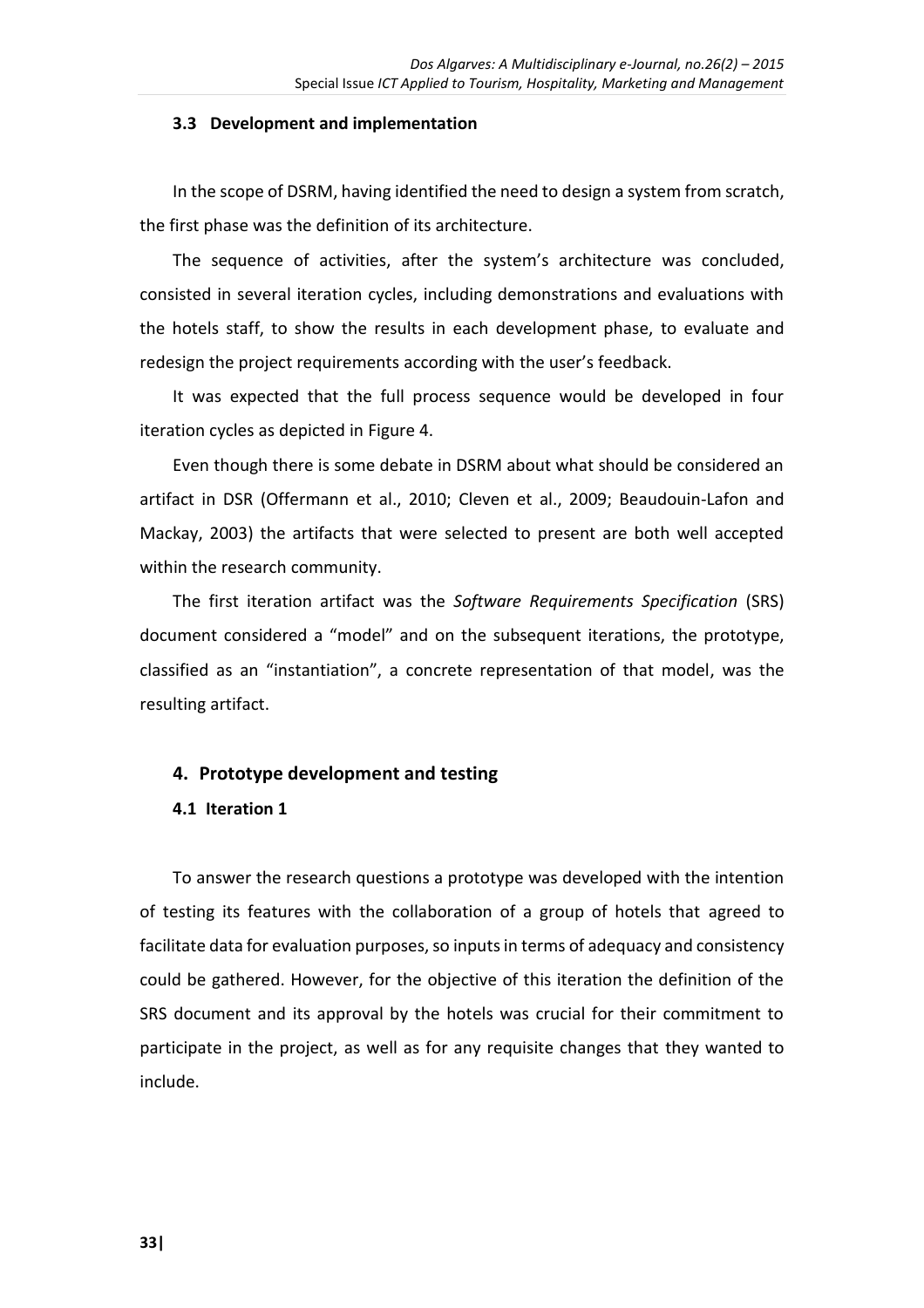### 3.3 Development and implementation

In the scope of DSRM, having identified the need to design a system from scratch, the first phase was the definition of its architecture.

The sequence of activities, after the system's architecture was concluded, consisted in several iteration cycles, including demonstrations and evaluations with the hotels staff, to show the results in each development phase, to evaluate and redesign the project requirements according with the user's feedback.

It was expected that the full process sequence would be developed in four iteration cycles as depicted in Figure 4.

Even though there is some debate in DSRM about what should be considered an artifact in DSR (Offermann et al., 2010; Cleven et al., 2009; Beaudouin-Lafon and Mackay, 2003) the artifacts that were selected to present are both well accepted within the research community.

The first iteration artifact was the *Software Requirements Specification* (SRS) document considered a "model" and on the subsequent iterations, the prototype, classified as an "instantiation", a concrete representation of that model, was the resulting artifact.

## 4. Prototype development and testing

### 4.1 Iteration 1

To answer the research questions a prototype was developed with the intention of testing its features with the collaboration of a group of hotels that agreed to facilitate data for evaluation purposes, so inputs in terms of adequacy and consistency could be gathered. However, for the objective of this iteration the definition of the SRS document and its approval by the hotels was crucial for their commitment to participate in the project, as well as for any requisite changes that they wanted to include.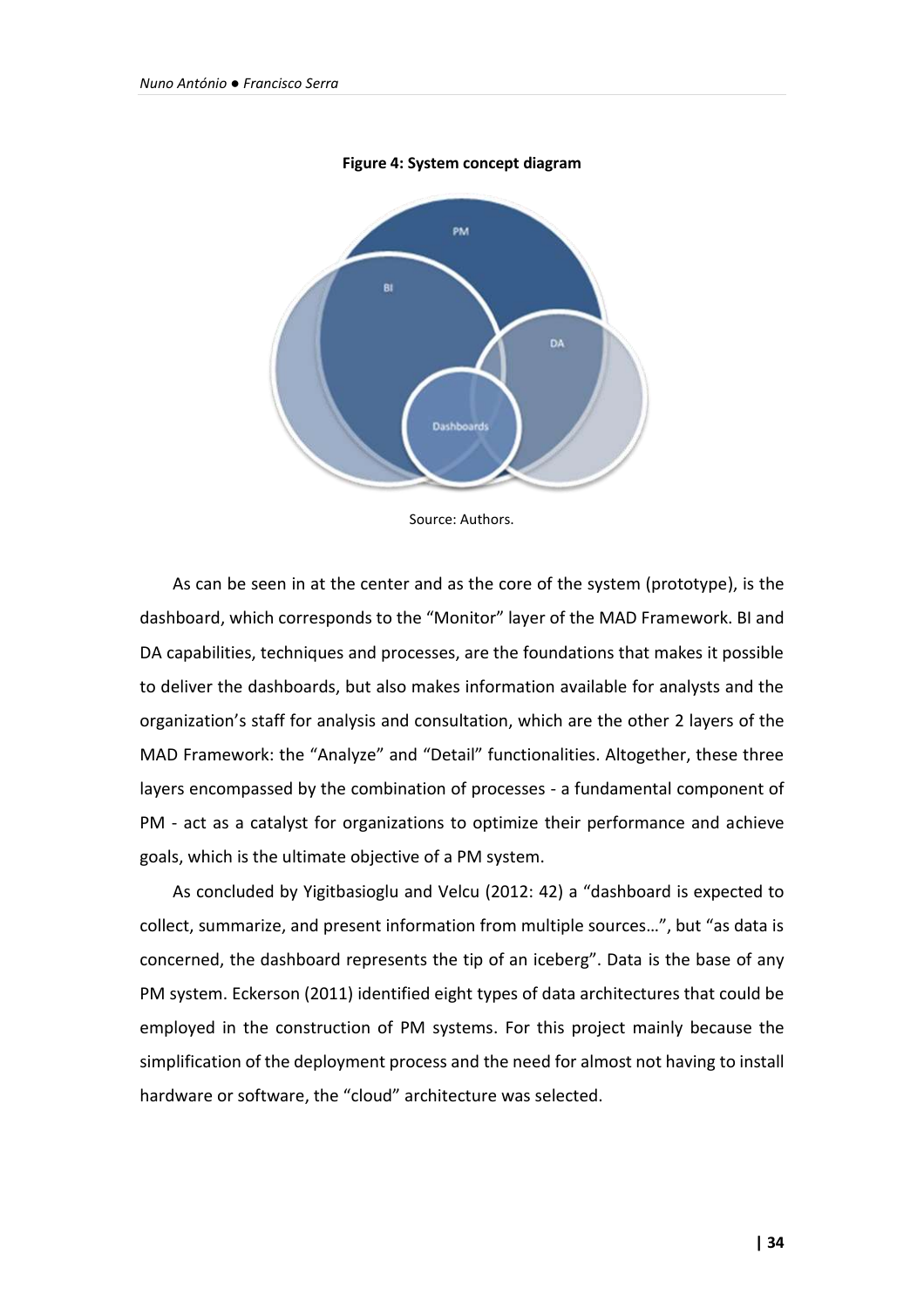**Figure 4: System concept diagram**

PM

BI

DA

Dashboards

Source: Authors.

As can be seen in at the center and as the core of the system (prototype), is the dashboard, which corresponds to the "Monitor" layer of the MAD Framework. BI and DA capabilities, techniques and processes, are the foundations that makes it possible to deliver the dashboards, but also makes information available for analysts and the organization's staff for analysis and consultation, which are the other 2 layers of the MAD Framework: the "Analyze" and "Detail" functionalities. Altogether, these three layers encompassed by the combination of processes - a fundamental component of PM - act as a catalyst for organizations to optimize their performance and achieve goals, which is the ultimate objective of a PM system.

As concluded by Yigitbasioglu and Velcu (2012: 42) a "dashboard is expected to collect, summarize, and present information from multiple sources…", but "as data is concerned, the dashboard represents the tip of an iceberg". Data is the base of any PM system. Eckerson (2011) identified eight types of data architectures that could be employed in the construction of PM systems. For this project mainly because the simplification of the deployment process and the need for almost not having to install hardware or software, the "cloud" architecture was selected.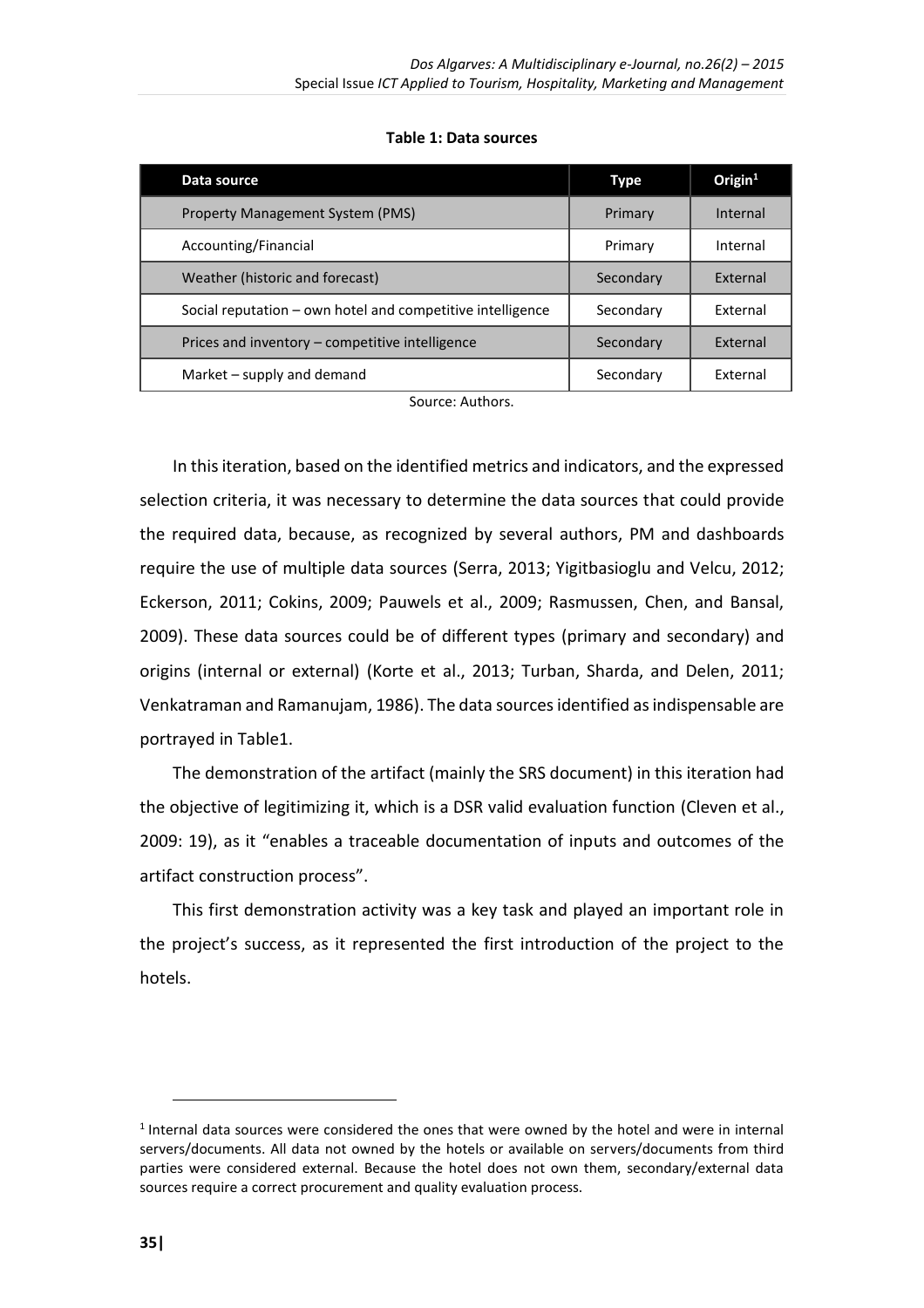**Table 1: Data sources**

| Data source | Type | Origin[1] |
|---|---|---|
| Property Management System (PMS) | Primary | Internal |
| Accounting/Financial | Primary | Internal |
| Weather (historic and forecast) | Secondary | External |
| Social reputation – own hotel and competitive intelligence | Secondary | External |
| Prices and inventory – competitive intelligence | Secondary | External |
| Market – supply and demand | Secondary | External |

Source: Authors.

In this iteration, based on the identified metrics and indicators, and the expressed selection criteria, it was necessary to determine the data sources that could provide the required data, because, as recognized by several authors, PM and dashboards require the use of multiple data sources (Serra, 2013; Yigitbasioglu and Velcu, 2012; Eckerson, 2011; Cokins, 2009; Pauwels et al., 2009; Rasmussen, Chen, and Bansal, 2009). These data sources could be of different types (primary and secondary) and origins (internal or external) (Korte et al., 2013; Turban, Sharda, and Delen, 2011; Venkatraman and Ramanujam, 1986). The data sources identified as indispensable are portrayed in Table1.

The demonstration of the artifact (mainly the SRS document) in this iteration had the objective of legitimizing it, which is a DSR valid evaluation function (Cleven et al., 2009: 19), as it "enables a traceable documentation of inputs and outcomes of the artifact construction process".

This first demonstration activity was a key task and played an important role in the project's success, as it represented the first introduction of the project to the hotels.

---

[1] Internal data sources were considered the ones that were owned by the hotel and were in internal servers/documents. All data not owned by the hotels or available on servers/documents from third parties were considered external. Because the hotel does not own them, secondary/external data sources require a correct procurement and quality evaluation process.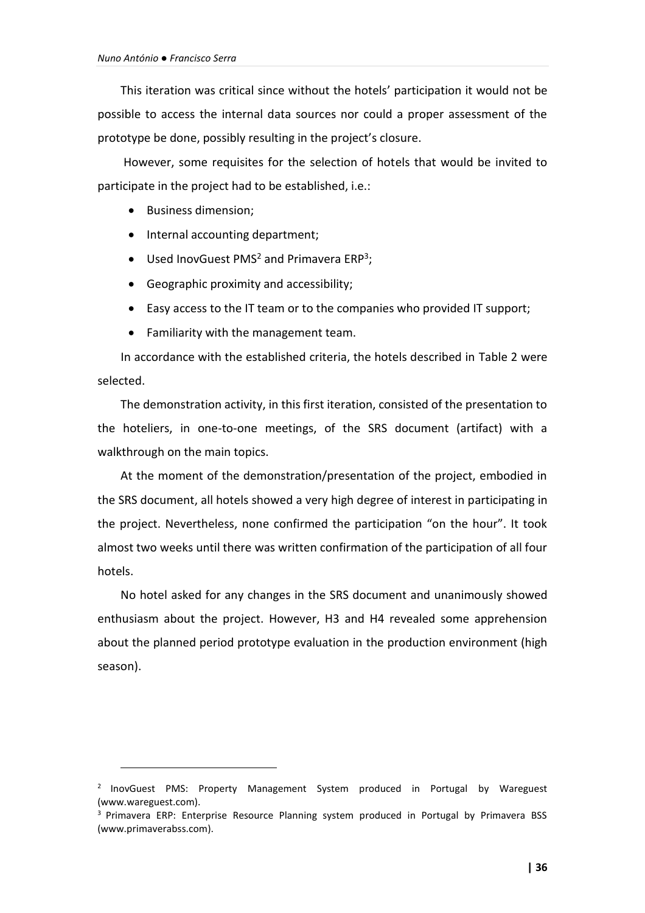This iteration was critical since without the hotels' participation it would not be possible to access the internal data sources nor could a proper assessment of the prototype be done, possibly resulting in the project's closure.

However, some requisites for the selection of hotels that would be invited to participate in the project had to be established, i.e.:

- Business dimension;
- Internal accounting department;
- Used InovGuest PMS[2] and Primavera ERP[3];
- Geographic proximity and accessibility;
- Easy access to the IT team or to the companies who provided IT support;
- Familiarity with the management team.

In accordance with the established criteria, the hotels described in Table 2 were selected.

The demonstration activity, in this first iteration, consisted of the presentation to the hoteliers, in one-to-one meetings, of the SRS document (artifact) with a walkthrough on the main topics.

At the moment of the demonstration/presentation of the project, embodied in the SRS document, all hotels showed a very high degree of interest in participating in the project. Nevertheless, none confirmed the participation "on the hour". It took almost two weeks until there was written confirmation of the participation of all four hotels.

No hotel asked for any changes in the SRS document and unanimously showed enthusiasm about the project. However, H3 and H4 revealed some apprehension about the planned period prototype evaluation in the production environment (high season).

---

[2] InovGuest PMS: Property Management System produced in Portugal by Wareguest (www.wareguest.com).

[3] Primavera ERP: Enterprise Resource Planning system produced in Portugal by Primavera BSS (www.primaverabss.com).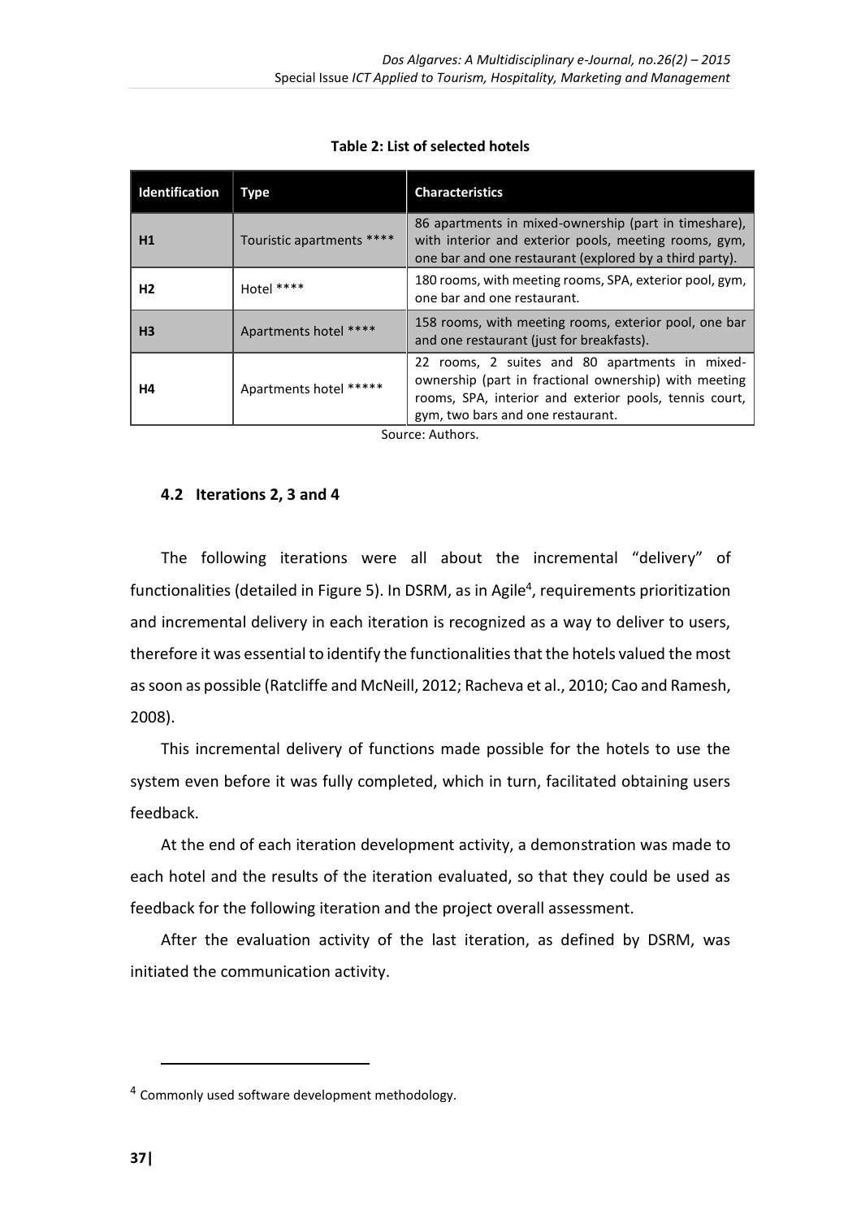**Table 2: List of selected hotels**

| Identification | Type | Characteristics |
|---|---|---|
| **H1** | Touristic apartments **** | 86 apartments in mixed-ownership (part in timeshare), with interior and exterior pools, meeting rooms, gym, one bar and one restaurant (explored by a third party). |
| **H2** | Hotel **** | 180 rooms, with meeting rooms, SPA, exterior pool, gym, one bar and one restaurant. |
| **H3** | Apartments hotel **** | 158 rooms, with meeting rooms, exterior pool, one bar and one restaurant (just for breakfasts). |
| **H4** | Apartments hotel ***** | 22 rooms, 2 suites and 80 apartments in mixed-ownership (part in fractional ownership) with meeting rooms, SPA, interior and exterior pools, tennis court, gym, two bars and one restaurant. |

Source: Authors.

### 4.2 Iterations 2, 3 and 4

The following iterations were all about the incremental "delivery" of functionalities (detailed in Figure 5). In DSRM, as in Agile[4], requirements prioritization and incremental delivery in each iteration is recognized as a way to deliver to users, therefore it was essential to identify the functionalities that the hotels valued the most as soon as possible (Ratcliffe and McNeill, 2012; Racheva et al., 2010; Cao and Ramesh, 2008).

This incremental delivery of functions made possible for the hotels to use the system even before it was fully completed, which in turn, facilitated obtaining users feedback.

At the end of each iteration development activity, a demonstration was made to each hotel and the results of the iteration evaluated, so that they could be used as feedback for the following iteration and the project overall assessment.

After the evaluation activity of the last iteration, as defined by DSRM, was initiated the communication activity.

[4] Commonly used software development methodology.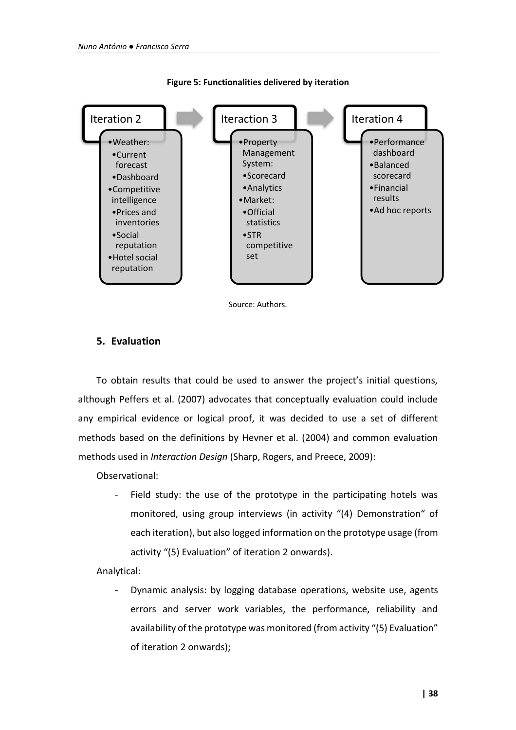**Figure 5: Functionalities delivered by iteration**

Iteration 2

- Weather:
  - Current forecast
  - Dashboard
- Competitive intelligence
  - Prices and inventories
  - Social reputation
- Hotel social reputation

Iteraction 3

- Property Management System:
  - Scorecard
  - Analytics
- Market:
  - Official statistics
  - STR competitive set

Iteration 4

- Performance dashboard
- Balanced scorecard
- Financial results
- Ad hoc reports

Source: Authors.

## 5. Evaluation

To obtain results that could be used to answer the project's initial questions, although Peffers et al. (2007) advocates that conceptually evaluation could include any empirical evidence or logical proof, it was decided to use a set of different methods based on the definitions by Hevner et al. (2004) and common evaluation methods used in *Interaction Design* (Sharp, Rogers, and Preece, 2009):

Observational:

- Field study: the use of the prototype in the participating hotels was monitored, using group interviews (in activity "(4) Demonstration" of each iteration), but also logged information on the prototype usage (from activity "(5) Evaluation" of iteration 2 onwards).

Analytical:

- Dynamic analysis: by logging database operations, website use, agents errors and server work variables, the performance, reliability and availability of the prototype was monitored (from activity "(5) Evaluation" of iteration 2 onwards);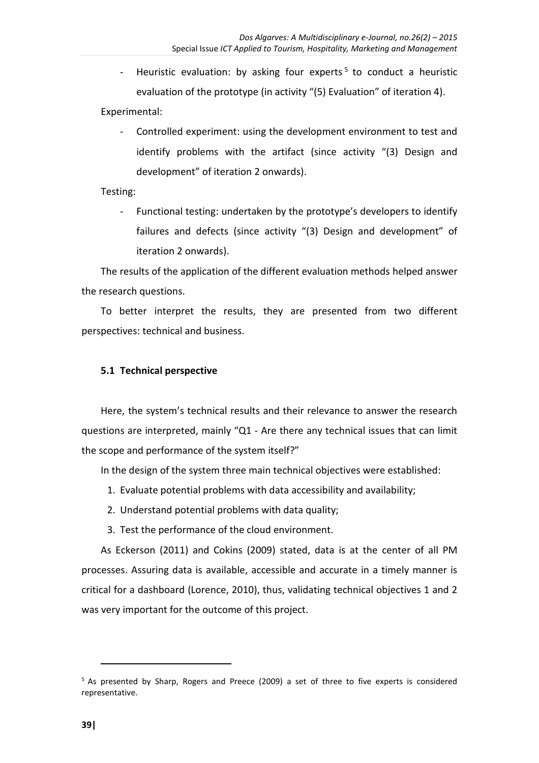- Heuristic evaluation: by asking four experts[5] to conduct a heuristic evaluation of the prototype (in activity "(5) Evaluation" of iteration 4).

Experimental:

- Controlled experiment: using the development environment to test and identify problems with the artifact (since activity "(3) Design and development" of iteration 2 onwards).

Testing:

- Functional testing: undertaken by the prototype's developers to identify failures and defects (since activity "(3) Design and development" of iteration 2 onwards).

The results of the application of the different evaluation methods helped answer the research questions.

To better interpret the results, they are presented from two different perspectives: technical and business.

### 5.1 Technical perspective

Here, the system's technical results and their relevance to answer the research questions are interpreted, mainly "Q1 - Are there any technical issues that can limit the scope and performance of the system itself?"

In the design of the system three main technical objectives were established:

1. Evaluate potential problems with data accessibility and availability;
2. Understand potential problems with data quality;
3. Test the performance of the cloud environment.

As Eckerson (2011) and Cokins (2009) stated, data is at the center of all PM processes. Assuring data is available, accessible and accurate in a timely manner is critical for a dashboard (Lorence, 2010), thus, validating technical objectives 1 and 2 was very important for the outcome of this project.

---

[5] As presented by Sharp, Rogers and Preece (2009) a set of three to five experts is considered representative.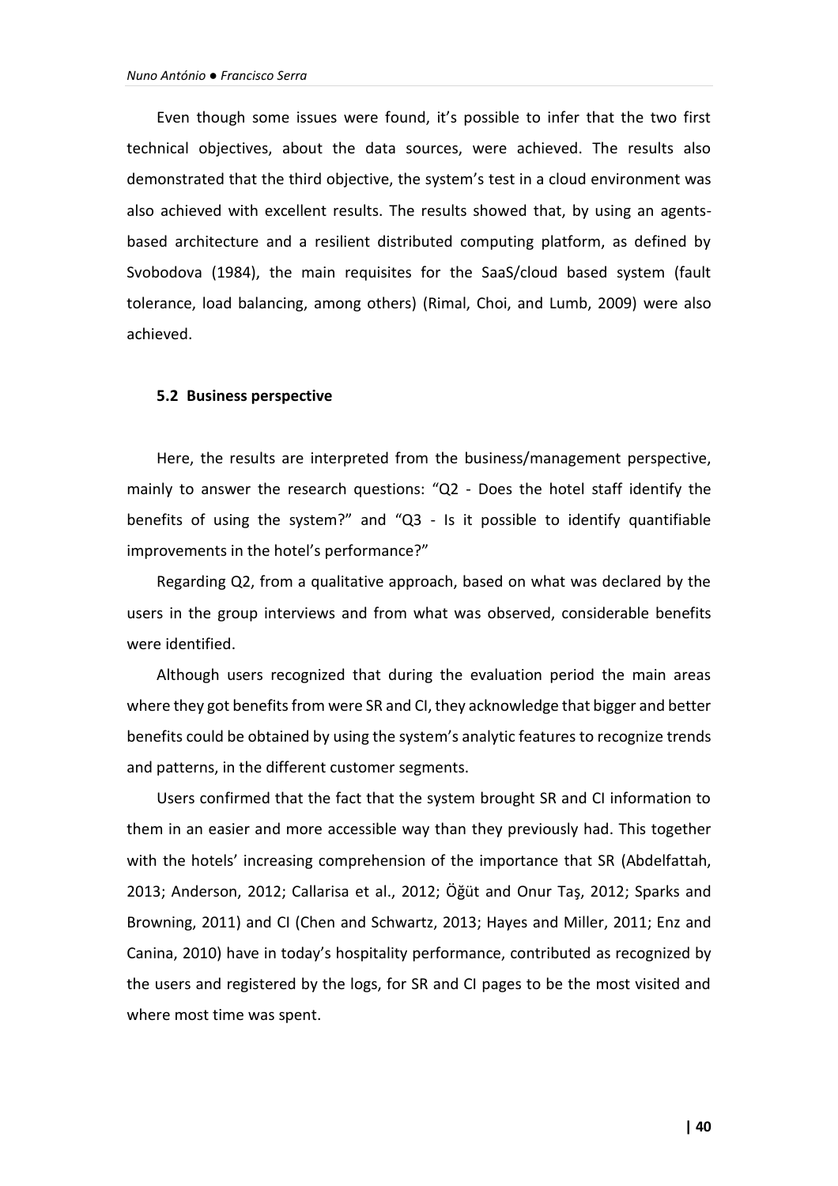Even though some issues were found, it's possible to infer that the two first technical objectives, about the data sources, were achieved. The results also demonstrated that the third objective, the system's test in a cloud environment was also achieved with excellent results. The results showed that, by using an agents-based architecture and a resilient distributed computing platform, as defined by Svobodova (1984), the main requisites for the SaaS/cloud based system (fault tolerance, load balancing, among others) (Rimal, Choi, and Lumb, 2009) were also achieved.

### 5.2 Business perspective

Here, the results are interpreted from the business/management perspective, mainly to answer the research questions: "Q2 - Does the hotel staff identify the benefits of using the system?" and "Q3 - Is it possible to identify quantifiable improvements in the hotel's performance?"

Regarding Q2, from a qualitative approach, based on what was declared by the users in the group interviews and from what was observed, considerable benefits were identified.

Although users recognized that during the evaluation period the main areas where they got benefits from were SR and CI, they acknowledge that bigger and better benefits could be obtained by using the system's analytic features to recognize trends and patterns, in the different customer segments.

Users confirmed that the fact that the system brought SR and CI information to them in an easier and more accessible way than they previously had. This together with the hotels' increasing comprehension of the importance that SR (Abdelfattah, 2013; Anderson, 2012; Callarisa et al., 2012; Öğüt and Onur Taş, 2012; Sparks and Browning, 2011) and CI (Chen and Schwartz, 2013; Hayes and Miller, 2011; Enz and Canina, 2010) have in today's hospitality performance, contributed as recognized by the users and registered by the logs, for SR and CI pages to be the most visited and where most time was spent.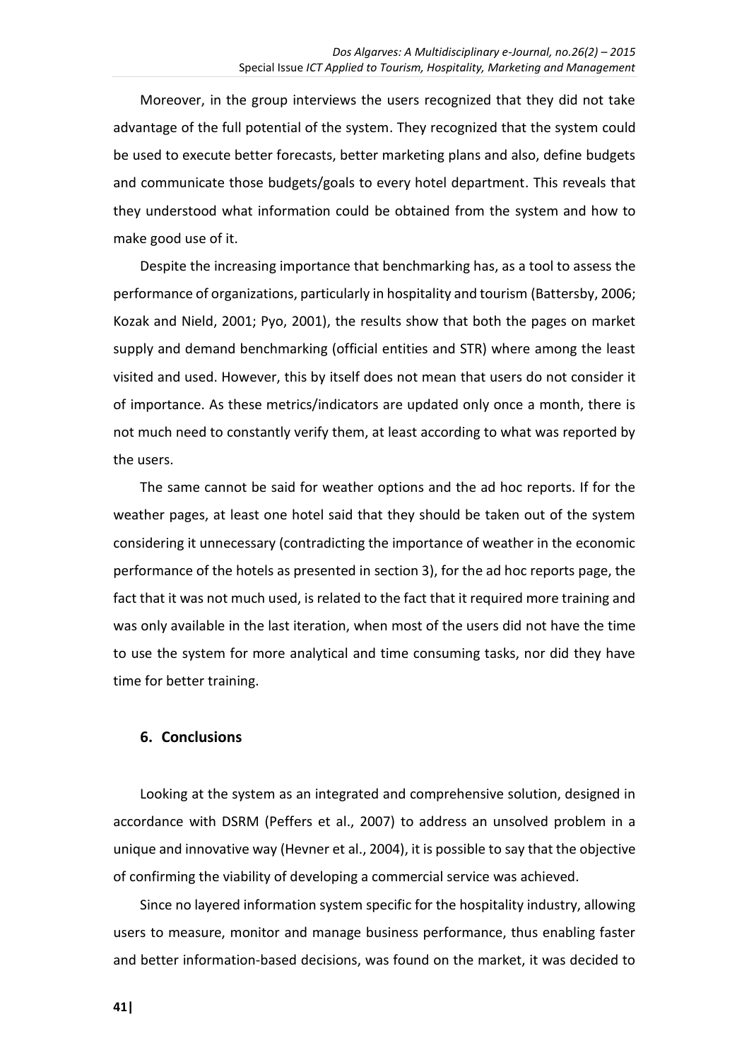Moreover, in the group interviews the users recognized that they did not take advantage of the full potential of the system. They recognized that the system could be used to execute better forecasts, better marketing plans and also, define budgets and communicate those budgets/goals to every hotel department. This reveals that they understood what information could be obtained from the system and how to make good use of it.

Despite the increasing importance that benchmarking has, as a tool to assess the performance of organizations, particularly in hospitality and tourism (Battersby, 2006; Kozak and Nield, 2001; Pyo, 2001), the results show that both the pages on market supply and demand benchmarking (official entities and STR) where among the least visited and used. However, this by itself does not mean that users do not consider it of importance. As these metrics/indicators are updated only once a month, there is not much need to constantly verify them, at least according to what was reported by the users.

The same cannot be said for weather options and the ad hoc reports. If for the weather pages, at least one hotel said that they should be taken out of the system considering it unnecessary (contradicting the importance of weather in the economic performance of the hotels as presented in section 3), for the ad hoc reports page, the fact that it was not much used, is related to the fact that it required more training and was only available in the last iteration, when most of the users did not have the time to use the system for more analytical and time consuming tasks, nor did they have time for better training.

## 6. Conclusions

Looking at the system as an integrated and comprehensive solution, designed in accordance with DSRM (Peffers et al., 2007) to address an unsolved problem in a unique and innovative way (Hevner et al., 2004), it is possible to say that the objective of confirming the viability of developing a commercial service was achieved.

Since no layered information system specific for the hospitality industry, allowing users to measure, monitor and manage business performance, thus enabling faster and better information-based decisions, was found on the market, it was decided to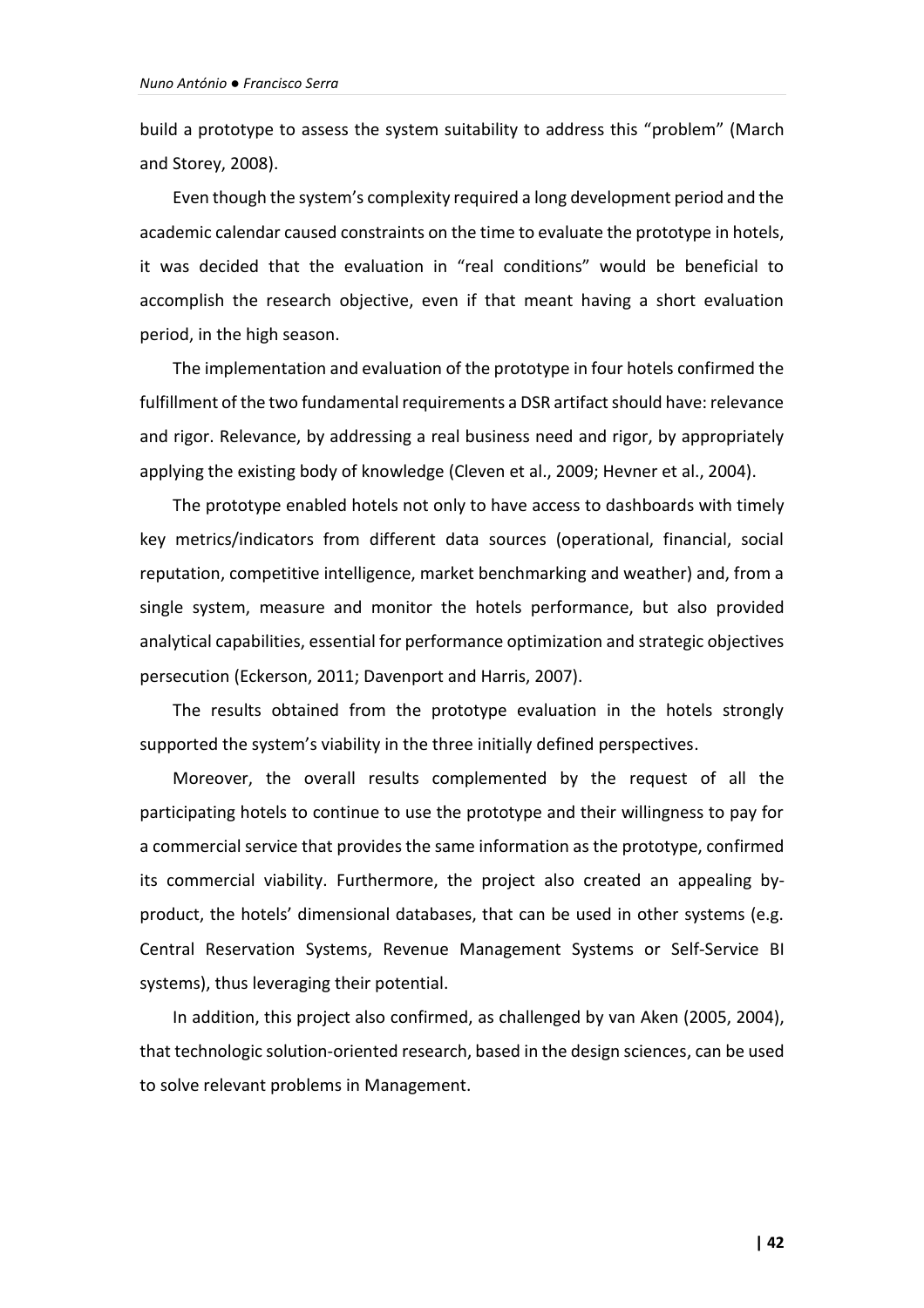build a prototype to assess the system suitability to address this "problem" (March and Storey, 2008).

Even though the system's complexity required a long development period and the academic calendar caused constraints on the time to evaluate the prototype in hotels, it was decided that the evaluation in "real conditions" would be beneficial to accomplish the research objective, even if that meant having a short evaluation period, in the high season.

The implementation and evaluation of the prototype in four hotels confirmed the fulfillment of the two fundamental requirements a DSR artifact should have: relevance and rigor. Relevance, by addressing a real business need and rigor, by appropriately applying the existing body of knowledge (Cleven et al., 2009; Hevner et al., 2004).

The prototype enabled hotels not only to have access to dashboards with timely key metrics/indicators from different data sources (operational, financial, social reputation, competitive intelligence, market benchmarking and weather) and, from a single system, measure and monitor the hotels performance, but also provided analytical capabilities, essential for performance optimization and strategic objectives persecution (Eckerson, 2011; Davenport and Harris, 2007).

The results obtained from the prototype evaluation in the hotels strongly supported the system's viability in the three initially defined perspectives.

Moreover, the overall results complemented by the request of all the participating hotels to continue to use the prototype and their willingness to pay for a commercial service that provides the same information as the prototype, confirmed its commercial viability. Furthermore, the project also created an appealing by-product, the hotels' dimensional databases, that can be used in other systems (e.g. Central Reservation Systems, Revenue Management Systems or Self-Service BI systems), thus leveraging their potential.

In addition, this project also confirmed, as challenged by van Aken (2005, 2004), that technologic solution-oriented research, based in the design sciences, can be used to solve relevant problems in Management.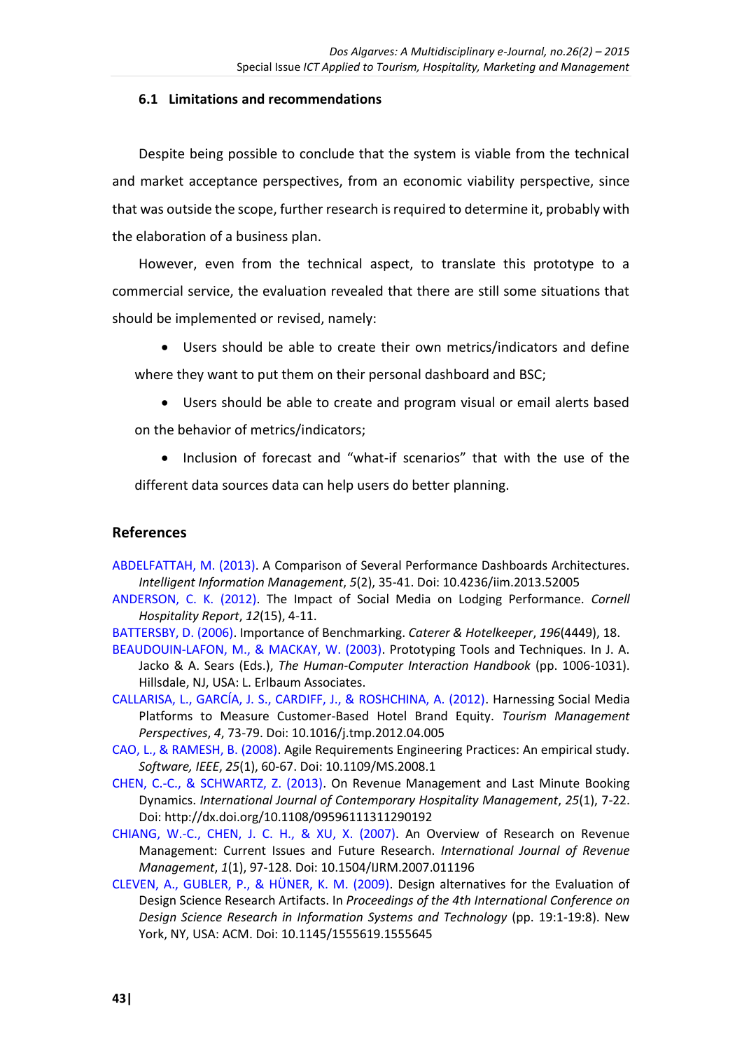### 6.1 Limitations and recommendations

Despite being possible to conclude that the system is viable from the technical and market acceptance perspectives, from an economic viability perspective, since that was outside the scope, further research is required to determine it, probably with the elaboration of a business plan.

However, even from the technical aspect, to translate this prototype to a commercial service, the evaluation revealed that there are still some situations that should be implemented or revised, namely:

- Users should be able to create their own metrics/indicators and define where they want to put them on their personal dashboard and BSC;
- Users should be able to create and program visual or email alerts based on the behavior of metrics/indicators;
- Inclusion of forecast and "what-if scenarios" that with the use of the different data sources data can help users do better planning.

## References

ABDELFATTAH, M. (2013). A Comparison of Several Performance Dashboards Architectures. *Intelligent Information Management*, *5*(2), 35-41. Doi: 10.4236/iim.2013.52005

ANDERSON, C. K. (2012). The Impact of Social Media on Lodging Performance. *Cornell Hospitality Report*, *12*(15), 4-11.

BATTERSBY, D. (2006). Importance of Benchmarking. *Caterer & Hotelkeeper*, *196*(4449), 18.

BEAUDOUIN-LAFON, M., & MACKAY, W. (2003). Prototyping Tools and Techniques. In J. A. Jacko & A. Sears (Eds.), *The Human-Computer Interaction Handbook* (pp. 1006-1031). Hillsdale, NJ, USA: L. Erlbaum Associates.

CALLARISA, L., GARCÍA, J. S., CARDIFF, J., & ROSHCHINA, A. (2012). Harnessing Social Media Platforms to Measure Customer-Based Hotel Brand Equity. *Tourism Management Perspectives*, *4*, 73-79. Doi: 10.1016/j.tmp.2012.04.005

CAO, L., & RAMESH, B. (2008). Agile Requirements Engineering Practices: An empirical study. *Software, IEEE*, *25*(1), 60-67. Doi: 10.1109/MS.2008.1

CHEN, C.-C., & SCHWARTZ, Z. (2013). On Revenue Management and Last Minute Booking Dynamics. *International Journal of Contemporary Hospitality Management*, *25*(1), 7-22. Doi: http://dx.doi.org/10.1108/09596111311290192

CHIANG, W.-C., CHEN, J. C. H., & XU, X. (2007). An Overview of Research on Revenue Management: Current Issues and Future Research. *International Journal of Revenue Management*, *1*(1), 97-128. Doi: 10.1504/IJRM.2007.011196

CLEVEN, A., GUBLER, P., & HÜNER, K. M. (2009). Design alternatives for the Evaluation of Design Science Research Artifacts. In *Proceedings of the 4th International Conference on Design Science Research in Information Systems and Technology* (pp. 19:1-19:8). New York, NY, USA: ACM. Doi: 10.1145/1555619.1555645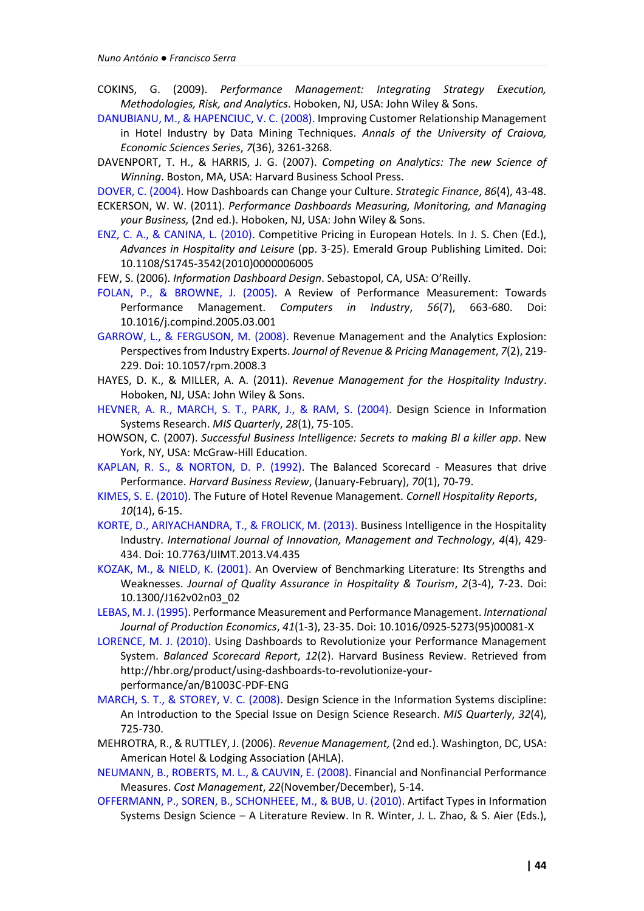COKINS, G. (2009). *Performance Management: Integrating Strategy Execution, Methodologies, Risk, and Analytics*. Hoboken, NJ, USA: John Wiley & Sons.

DANUBIANU, M., & HAPENCIUC, V. C. (2008). Improving Customer Relationship Management in Hotel Industry by Data Mining Techniques. *Annals of the University of Craiova, Economic Sciences Series*, *7*(36), 3261-3268.

DAVENPORT, T. H., & HARRIS, J. G. (2007). *Competing on Analytics: The new Science of Winning*. Boston, MA, USA: Harvard Business School Press.

DOVER, C. (2004). How Dashboards can Change your Culture. *Strategic Finance*, *86*(4), 43-48.

ECKERSON, W. W. (2011). *Performance Dashboards Measuring, Monitoring, and Managing your Business,* (2nd ed.). Hoboken, NJ, USA: John Wiley & Sons.

ENZ, C. A., & CANINA, L. (2010). Competitive Pricing in European Hotels. In J. S. Chen (Ed.), *Advances in Hospitality and Leisure* (pp. 3-25). Emerald Group Publishing Limited. Doi: 10.1108/S1745-3542(2010)0000006005

FEW, S. (2006). *Information Dashboard Design*. Sebastopol, CA, USA: O'Reilly.

FOLAN, P., & BROWNE, J. (2005). A Review of Performance Measurement: Towards Performance Management. *Computers in Industry*, *56*(7), 663-680. Doi: 10.1016/j.compind.2005.03.001

GARROW, L., & FERGUSON, M. (2008). Revenue Management and the Analytics Explosion: Perspectives from Industry Experts. *Journal of Revenue & Pricing Management*, *7*(2), 219-229. Doi: 10.1057/rpm.2008.3

HAYES, D. K., & MILLER, A. A. (2011). *Revenue Management for the Hospitality Industry*. Hoboken, NJ, USA: John Wiley & Sons.

HEVNER, A. R., MARCH, S. T., PARK, J., & RAM, S. (2004). Design Science in Information Systems Research. *MIS Quarterly*, *28*(1), 75-105.

HOWSON, C. (2007). *Successful Business Intelligence: Secrets to making BI a killer app*. New York, NY, USA: McGraw-Hill Education.

KAPLAN, R. S., & NORTON, D. P. (1992). The Balanced Scorecard - Measures that drive Performance. *Harvard Business Review*, (January-February), *70*(1), 70-79.

KIMES, S. E. (2010). The Future of Hotel Revenue Management. *Cornell Hospitality Reports*, *10*(14), 6-15.

KORTE, D., ARIYACHANDRA, T., & FROLICK, M. (2013). Business Intelligence in the Hospitality Industry. *International Journal of Innovation, Management and Technology*, *4*(4), 429-434. Doi: 10.7763/IJIMT.2013.V4.435

KOZAK, M., & NIELD, K. (2001). An Overview of Benchmarking Literature: Its Strengths and Weaknesses. *Journal of Quality Assurance in Hospitality & Tourism*, *2*(3-4), 7-23. Doi: 10.1300/J162v02n03_02

LEBAS, M. J. (1995). Performance Measurement and Performance Management. *International Journal of Production Economics*, *41*(1-3), 23-35. Doi: 10.1016/0925-5273(95)00081-X

LORENCE, M. J. (2010). Using Dashboards to Revolutionize your Performance Management System. *Balanced Scorecard Report*, *12*(2). Harvard Business Review. Retrieved from http://hbr.org/product/using-dashboards-to-revolutionize-your-performance/an/B1003C-PDF-ENG

MARCH, S. T., & STOREY, V. C. (2008). Design Science in the Information Systems discipline: An Introduction to the Special Issue on Design Science Research. *MIS Quarterly*, *32*(4), 725-730.

MEHROTRA, R., & RUTTLEY, J. (2006). *Revenue Management,* (2nd ed.). Washington, DC, USA: American Hotel & Lodging Association (AHLA).

NEUMANN, B., ROBERTS, M. L., & CAUVIN, E. (2008). Financial and Nonfinancial Performance Measures. *Cost Management*, *22*(November/December), 5-14.

OFFERMANN, P., SOREN, B., SCHONHEEE, M., & BUB, U. (2010). Artifact Types in Information Systems Design Science – A Literature Review. In R. Winter, J. L. Zhao, & S. Aier (Eds.),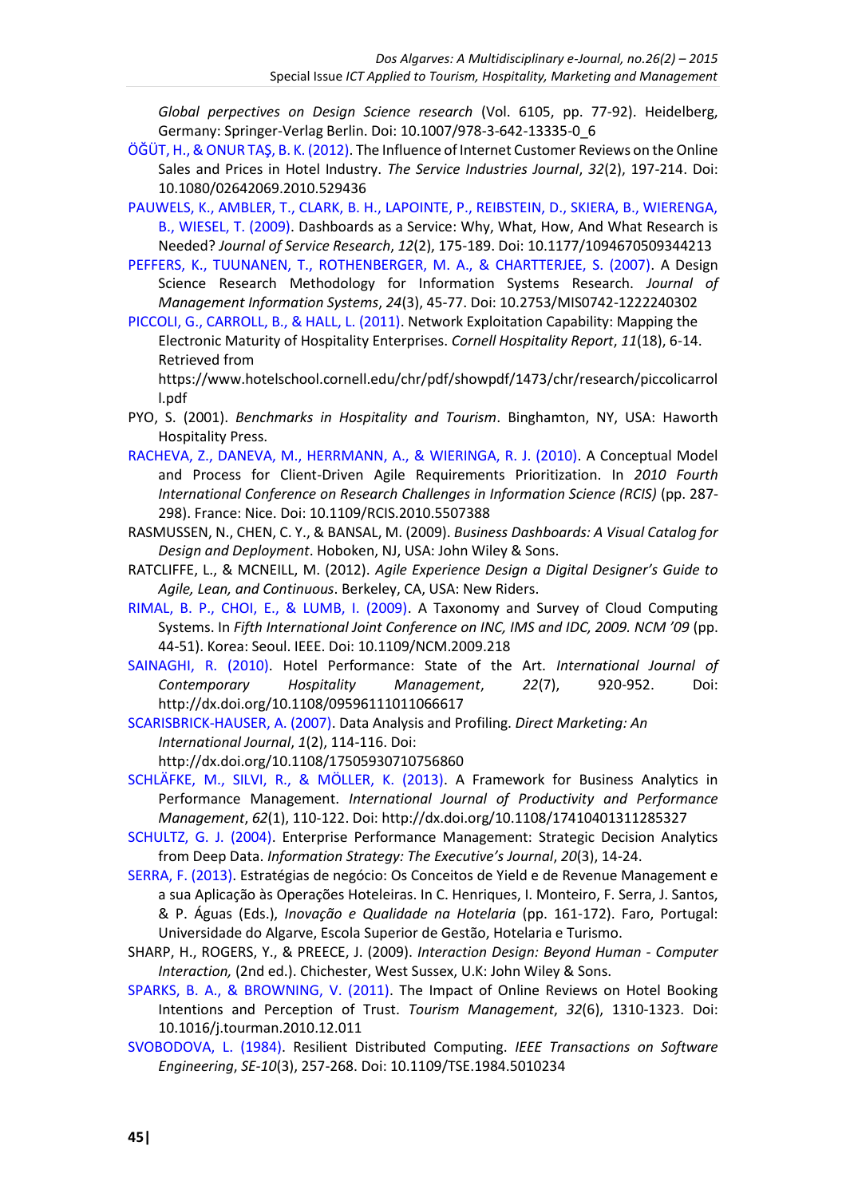*Global perpectives on Design Science research* (Vol. 6105, pp. 77-92). Heidelberg, Germany: Springer-Verlag Berlin. Doi: 10.1007/978-3-642-13335-0_6

ÖĞÜT, H., & ONUR TAŞ, B. K. (2012). The Influence of Internet Customer Reviews on the Online Sales and Prices in Hotel Industry. *The Service Industries Journal*, *32*(2), 197-214. Doi: 10.1080/02642069.2010.529436

PAUWELS, K., AMBLER, T., CLARK, B. H., LAPOINTE, P., REIBSTEIN, D., SKIERA, B., WIERENGA, B., WIESEL, T. (2009). Dashboards as a Service: Why, What, How, And What Research is Needed? *Journal of Service Research*, *12*(2), 175-189. Doi: 10.1177/1094670509344213

PEFFERS, K., TUUNANEN, T., ROTHENBERGER, M. A., & CHARTTERJEE, S. (2007). A Design Science Research Methodology for Information Systems Research. *Journal of Management Information Systems*, *24*(3), 45-77. Doi: 10.2753/MIS0742-1222240302

PICCOLI, G., CARROLL, B., & HALL, L. (2011). Network Exploitation Capability: Mapping the Electronic Maturity of Hospitality Enterprises. *Cornell Hospitality Report*, *11*(18), 6-14. Retrieved from https://www.hotelschool.cornell.edu/chr/pdf/showpdf/1473/chr/research/piccolicarroll.pdf

PYO, S. (2001). *Benchmarks in Hospitality and Tourism*. Binghamton, NY, USA: Haworth Hospitality Press.

RACHEVA, Z., DANEVA, M., HERRMANN, A., & WIERINGA, R. J. (2010). A Conceptual Model and Process for Client-Driven Agile Requirements Prioritization. In *2010 Fourth International Conference on Research Challenges in Information Science (RCIS)* (pp. 287-298). France: Nice. Doi: 10.1109/RCIS.2010.5507388

RASMUSSEN, N., CHEN, C. Y., & BANSAL, M. (2009). *Business Dashboards: A Visual Catalog for Design and Deployment*. Hoboken, NJ, USA: John Wiley & Sons.

RATCLIFFE, L., & MCNEILL, M. (2012). *Agile Experience Design a Digital Designer's Guide to Agile, Lean, and Continuous*. Berkeley, CA, USA: New Riders.

RIMAL, B. P., CHOI, E., & LUMB, I. (2009). A Taxonomy and Survey of Cloud Computing Systems. In *Fifth International Joint Conference on INC, IMS and IDC, 2009. NCM '09* (pp. 44-51). Korea: Seoul. IEEE. Doi: 10.1109/NCM.2009.218

SAINAGHI, R. (2010). Hotel Performance: State of the Art. *International Journal of Contemporary Hospitality Management*, *22*(7), 920-952. Doi: http://dx.doi.org/10.1108/09596111011066617

SCARISBRICK-HAUSER, A. (2007). Data Analysis and Profiling. *Direct Marketing: An International Journal*, *1*(2), 114-116. Doi: http://dx.doi.org/10.1108/17505930710756860

SCHLÄFKE, M., SILVI, R., & MÖLLER, K. (2013). A Framework for Business Analytics in Performance Management. *International Journal of Productivity and Performance Management*, *62*(1), 110-122. Doi: http://dx.doi.org/10.1108/17410401311285327

SCHULTZ, G. J. (2004). Enterprise Performance Management: Strategic Decision Analytics from Deep Data. *Information Strategy: The Executive's Journal*, *20*(3), 14-24.

SERRA, F. (2013). Estratégias de negócio: Os Conceitos de Yield e de Revenue Management e a sua Aplicação às Operações Hoteleiras. In C. Henriques, I. Monteiro, F. Serra, J. Santos, & P. Águas (Eds.), *Inovação e Qualidade na Hotelaria* (pp. 161-172). Faro, Portugal: Universidade do Algarve, Escola Superior de Gestão, Hotelaria e Turismo.

SHARP, H., ROGERS, Y., & PREECE, J. (2009). *Interaction Design: Beyond Human - Computer Interaction,* (2nd ed.). Chichester, West Sussex, U.K: John Wiley & Sons.

SPARKS, B. A., & BROWNING, V. (2011). The Impact of Online Reviews on Hotel Booking Intentions and Perception of Trust. *Tourism Management*, *32*(6), 1310-1323. Doi: 10.1016/j.tourman.2010.12.011

SVOBODOVA, L. (1984). Resilient Distributed Computing. *IEEE Transactions on Software Engineering*, *SE-10*(3), 257-268. Doi: 10.1109/TSE.1984.5010234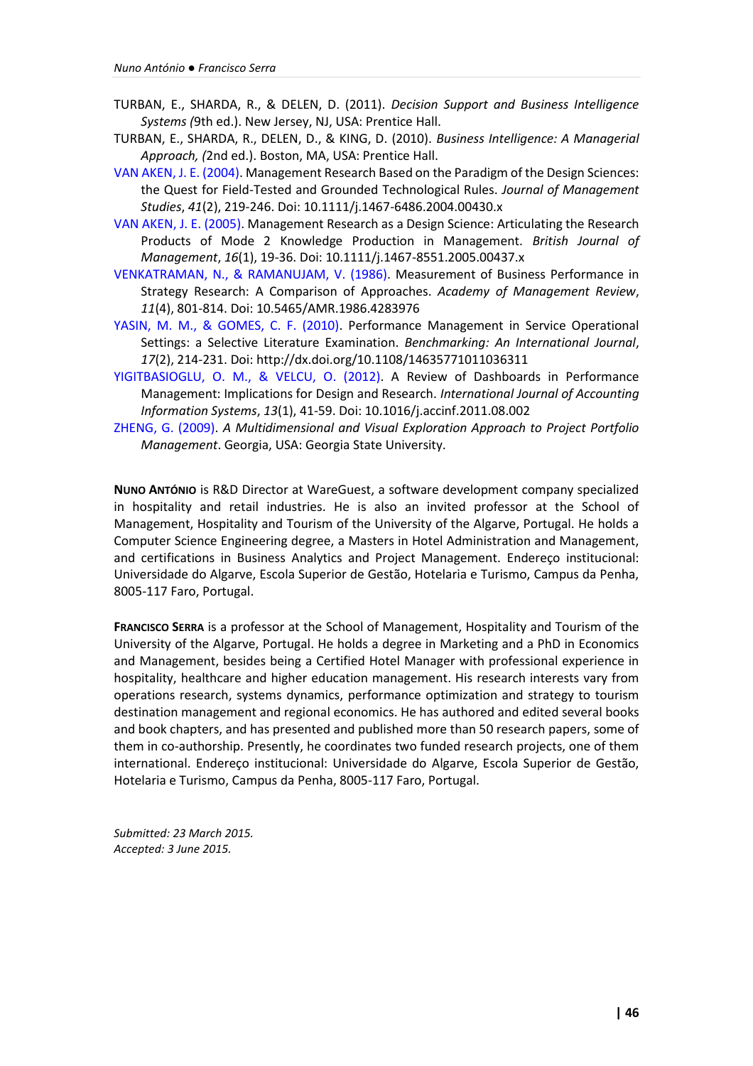TURBAN, E., SHARDA, R., & DELEN, D. (2011). *Decision Support and Business Intelligence Systems (*9th ed.). New Jersey, NJ, USA: Prentice Hall.

TURBAN, E., SHARDA, R., DELEN, D., & KING, D. (2010). *Business Intelligence: A Managerial Approach, (*2nd ed.). Boston, MA, USA: Prentice Hall.

VAN AKEN, J. E. (2004). Management Research Based on the Paradigm of the Design Sciences: the Quest for Field-Tested and Grounded Technological Rules. *Journal of Management Studies*, *41*(2), 219-246. Doi: 10.1111/j.1467-6486.2004.00430.x

VAN AKEN, J. E. (2005). Management Research as a Design Science: Articulating the Research Products of Mode 2 Knowledge Production in Management. *British Journal of Management*, *16*(1), 19-36. Doi: 10.1111/j.1467-8551.2005.00437.x

VENKATRAMAN, N., & RAMANUJAM, V. (1986). Measurement of Business Performance in Strategy Research: A Comparison of Approaches. *Academy of Management Review*, *11*(4), 801-814. Doi: 10.5465/AMR.1986.4283976

YASIN, M. M., & GOMES, C. F. (2010). Performance Management in Service Operational Settings: a Selective Literature Examination. *Benchmarking: An International Journal*, *17*(2), 214-231. Doi: http://dx.doi.org/10.1108/14635771011036311

YIGITBASIOGLU, O. M., & VELCU, O. (2012). A Review of Dashboards in Performance Management: Implications for Design and Research. *International Journal of Accounting Information Systems*, *13*(1), 41-59. Doi: 10.1016/j.accinf.2011.08.002

ZHENG, G. (2009). *A Multidimensional and Visual Exploration Approach to Project Portfolio Management*. Georgia, USA: Georgia State University.

**NUNO ANTÓNIO** is R&D Director at WareGuest, a software development company specialized in hospitality and retail industries. He is also an invited professor at the School of Management, Hospitality and Tourism of the University of the Algarve, Portugal. He holds a Computer Science Engineering degree, a Masters in Hotel Administration and Management, and certifications in Business Analytics and Project Management. Endereço institucional: Universidade do Algarve, Escola Superior de Gestão, Hotelaria e Turismo, Campus da Penha, 8005-117 Faro, Portugal.

**FRANCISCO SERRA** is a professor at the School of Management, Hospitality and Tourism of the University of the Algarve, Portugal. He holds a degree in Marketing and a PhD in Economics and Management, besides being a Certified Hotel Manager with professional experience in hospitality, healthcare and higher education management. His research interests vary from operations research, systems dynamics, performance optimization and strategy to tourism destination management and regional economics. He has authored and edited several books and book chapters, and has presented and published more than 50 research papers, some of them in co-authorship. Presently, he coordinates two funded research projects, one of them international. Endereço institucional: Universidade do Algarve, Escola Superior de Gestão, Hotelaria e Turismo, Campus da Penha, 8005-117 Faro, Portugal.

*Submitted: 23 March 2015.*
*Accepted: 3 June 2015.*